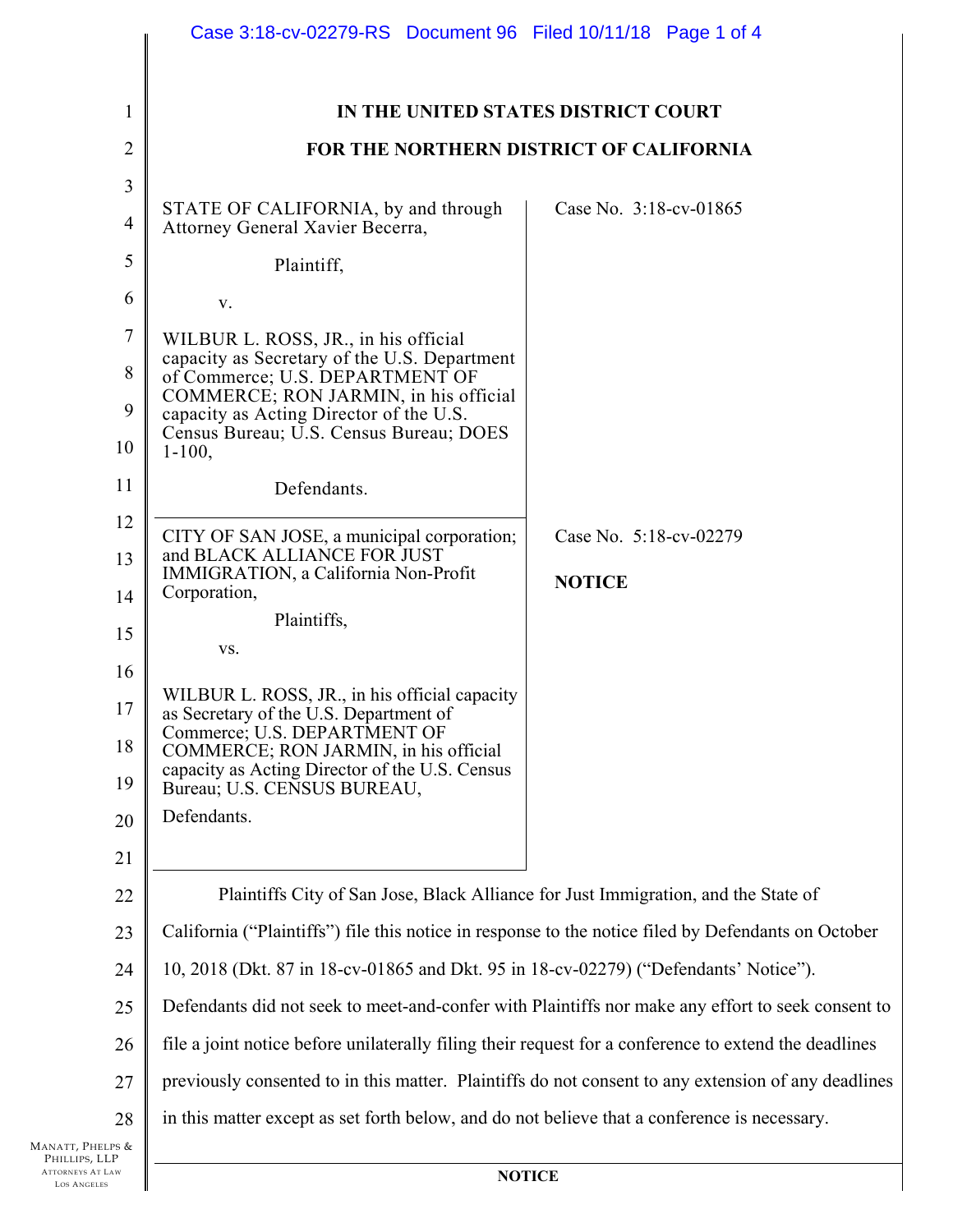# IN THE UNITED STATES DISTRICT COURT

# FOR THE NORTHERN DISTRICT OF CALIFORNIA

| | |
|---|---|
| STATE OF CALIFORNIA, by and through Attorney General Xavier Becerra,<br><br>Plaintiff,<br><br>v.<br><br>WILBUR L. ROSS, JR., in his official capacity as Secretary of the U.S. Department of Commerce; U.S. DEPARTMENT OF COMMERCE; RON JARMIN, in his official capacity as Acting Director of the U.S. Census Bureau; U.S. Census Bureau; DOES 1-100,<br><br>Defendants. | Case No. 3:18-cv-01865 |
| CITY OF SAN JOSE, a municipal corporation; and BLACK ALLIANCE FOR JUST IMMIGRATION, a California Non-Profit Corporation,<br><br>Plaintiffs,<br><br>vs.<br><br>WILBUR L. ROSS, JR., in his official capacity as Secretary of the U.S. Department of Commerce; U.S. DEPARTMENT OF COMMERCE; RON JARMIN, in his official capacity as Acting Director of the U.S. Census Bureau; U.S. CENSUS BUREAU,<br><br>Defendants. | Case No. 5:18-cv-02279<br><br>**NOTICE** |

Plaintiffs City of San Jose, Black Alliance for Just Immigration, and the State of California ("Plaintiffs") file this notice in response to the notice filed by Defendants on October 10, 2018 (Dkt. 87 in 18-cv-01865 and Dkt. 95 in 18-cv-02279) ("Defendants' Notice"). Defendants did not seek to meet-and-confer with Plaintiffs nor make any effort to seek consent to file a joint notice before unilaterally filing their request for a conference to extend the deadlines previously consented to in this matter. Plaintiffs do not consent to any extension of any deadlines in this matter except as set forth below, and do not believe that a conference is necessary.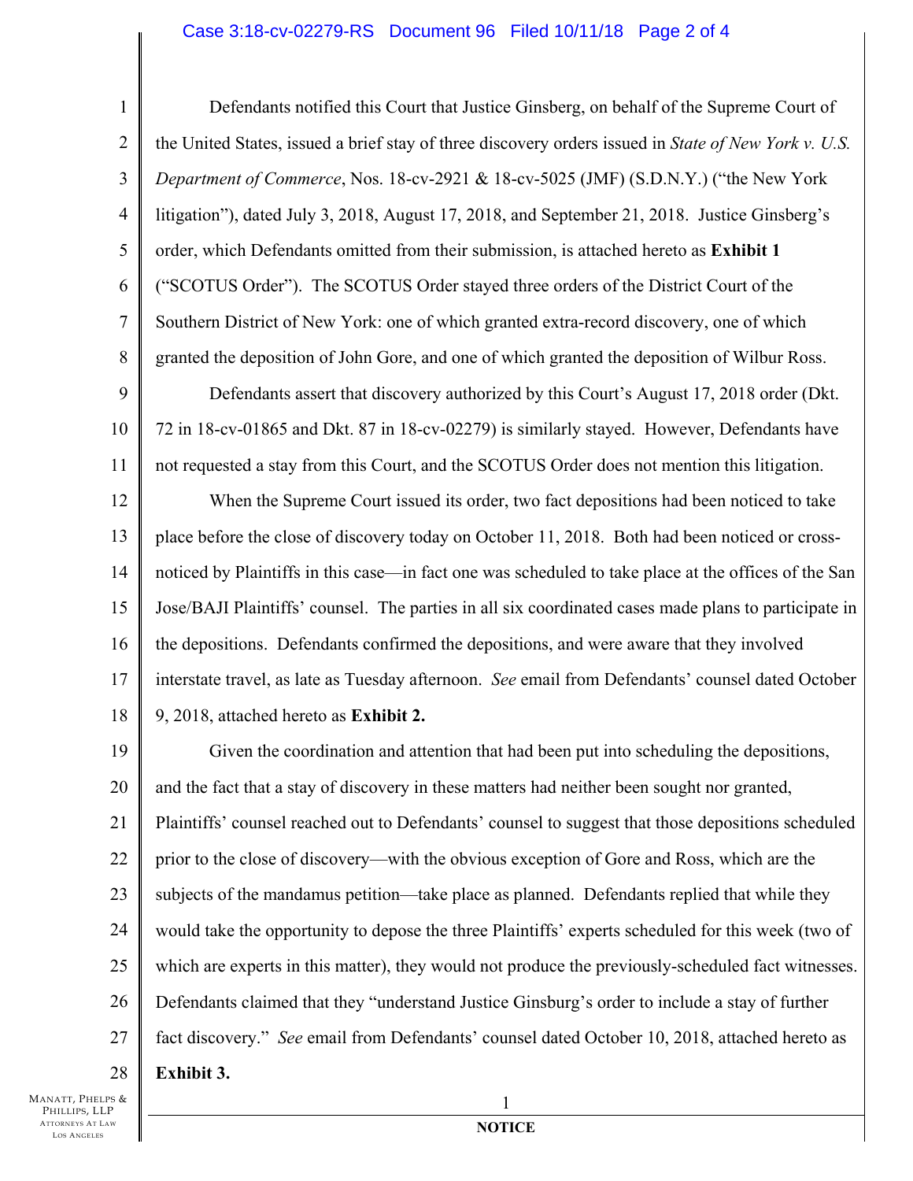Defendants notified this Court that Justice Ginsberg, on behalf of the Supreme Court of the United States, issued a brief stay of three discovery orders issued in *State of New York v. U.S. Department of Commerce*, Nos. 18-cv-2921 & 18-cv-5025 (JMF) (S.D.N.Y.) ("the New York litigation"), dated July 3, 2018, August 17, 2018, and September 21, 2018. Justice Ginsberg's order, which Defendants omitted from their submission, is attached hereto as **Exhibit 1** ("SCOTUS Order"). The SCOTUS Order stayed three orders of the District Court of the Southern District of New York: one of which granted extra-record discovery, one of which granted the deposition of John Gore, and one of which granted the deposition of Wilbur Ross.

Defendants assert that discovery authorized by this Court's August 17, 2018 order (Dkt. 72 in 18-cv-01865 and Dkt. 87 in 18-cv-02279) is similarly stayed. However, Defendants have not requested a stay from this Court, and the SCOTUS Order does not mention this litigation.

When the Supreme Court issued its order, two fact depositions had been noticed to take place before the close of discovery today on October 11, 2018. Both had been noticed or cross-noticed by Plaintiffs in this case—in fact one was scheduled to take place at the offices of the San Jose/BAJI Plaintiffs' counsel. The parties in all six coordinated cases made plans to participate in the depositions. Defendants confirmed the depositions, and were aware that they involved interstate travel, as late as Tuesday afternoon. *See* email from Defendants' counsel dated October 9, 2018, attached hereto as **Exhibit 2.**

Given the coordination and attention that had been put into scheduling the depositions, and the fact that a stay of discovery in these matters had neither been sought nor granted, Plaintiffs' counsel reached out to Defendants' counsel to suggest that those depositions scheduled prior to the close of discovery—with the obvious exception of Gore and Ross, which are the subjects of the mandamus petition—take place as planned. Defendants replied that while they would take the opportunity to depose the three Plaintiffs' experts scheduled for this week (two of which are experts in this matter), they would not produce the previously-scheduled fact witnesses. Defendants claimed that they "understand Justice Ginsburg's order to include a stay of further fact discovery." *See* email from Defendants' counsel dated October 10, 2018, attached hereto as **Exhibit 3.**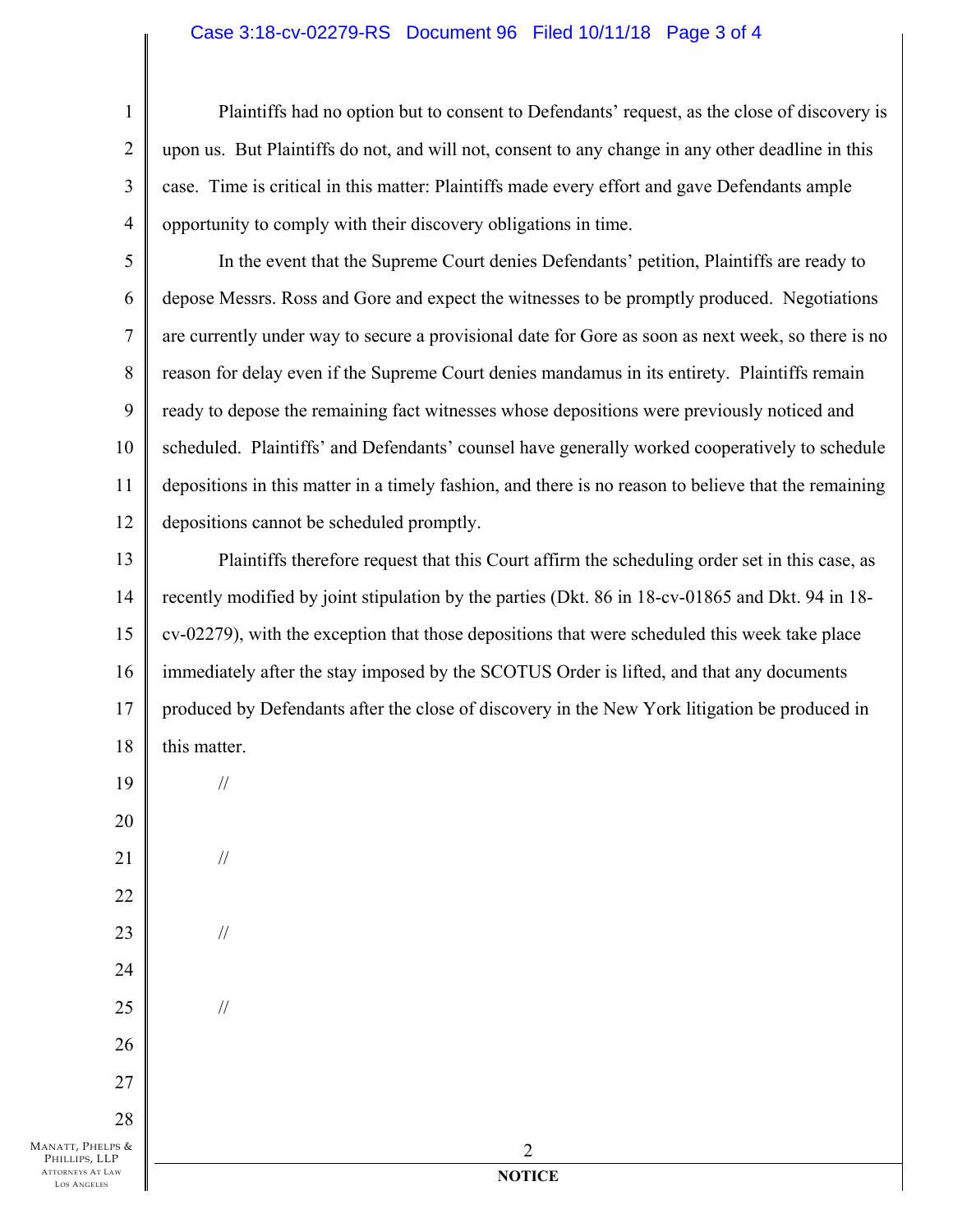Plaintiffs had no option but to consent to Defendants' request, as the close of discovery is upon us. But Plaintiffs do not, and will not, consent to any change in any other deadline in this case. Time is critical in this matter: Plaintiffs made every effort and gave Defendants ample opportunity to comply with their discovery obligations in time.

In the event that the Supreme Court denies Defendants' petition, Plaintiffs are ready to depose Messrs. Ross and Gore and expect the witnesses to be promptly produced. Negotiations are currently under way to secure a provisional date for Gore as soon as next week, so there is no reason for delay even if the Supreme Court denies mandamus in its entirety. Plaintiffs remain ready to depose the remaining fact witnesses whose depositions were previously noticed and scheduled. Plaintiffs' and Defendants' counsel have generally worked cooperatively to schedule depositions in this matter in a timely fashion, and there is no reason to believe that the remaining depositions cannot be scheduled promptly.

Plaintiffs therefore request that this Court affirm the scheduling order set in this case, as recently modified by joint stipulation by the parties (Dkt. 86 in 18-cv-01865 and Dkt. 94 in 18-cv-02279), with the exception that those depositions that were scheduled this week take place immediately after the stay imposed by the SCOTUS Order is lifted, and that any documents produced by Defendants after the close of discovery in the New York litigation be produced in this matter.

//

//

//

//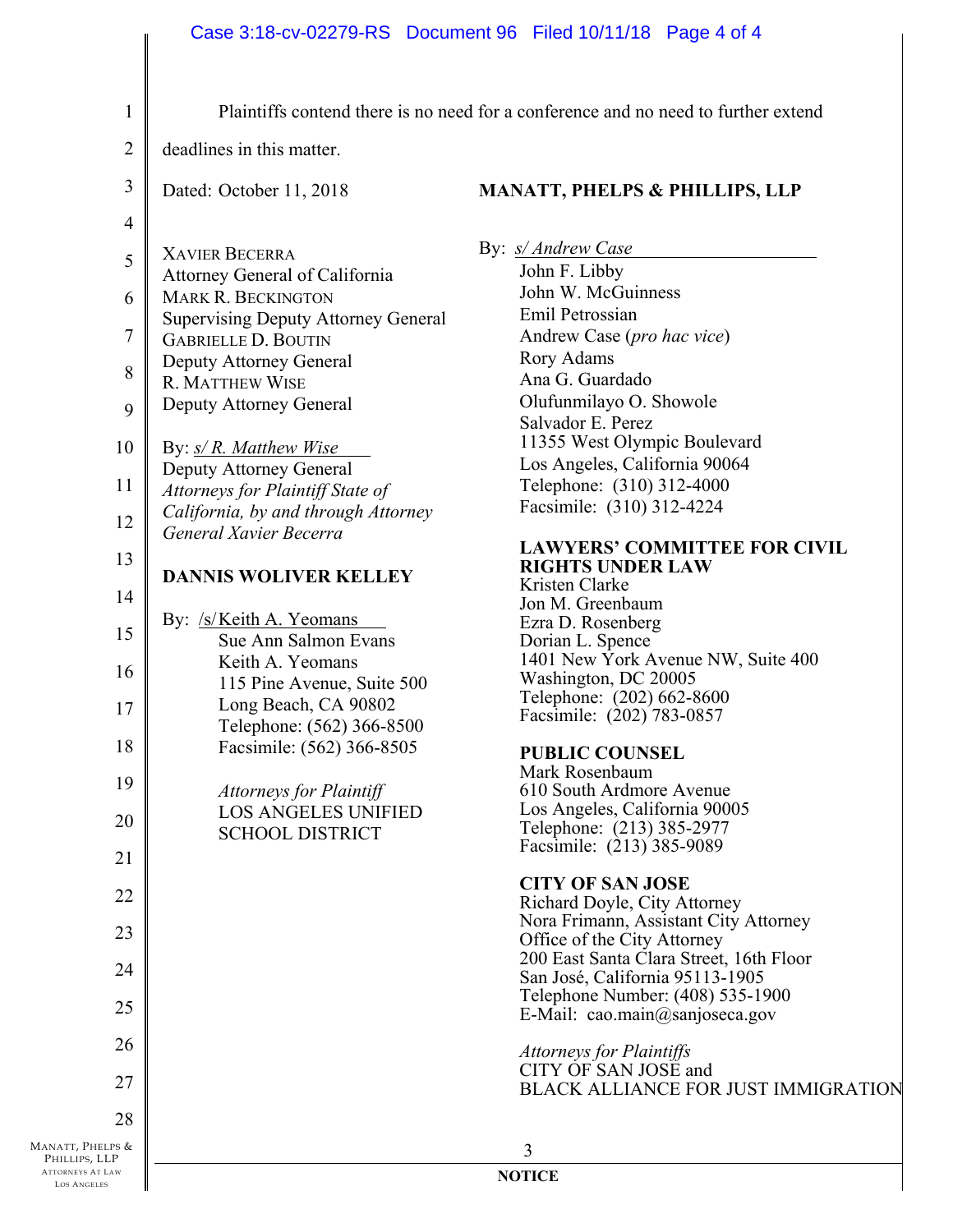Plaintiffs contend there is no need for a conference and no need to further extend deadlines in this matter.

Dated: October 11, 2018

XAVIER BECERRA
Attorney General of California
MARK R. BECKINGTON
Supervising Deputy Attorney General
GABRIELLE D. BOUTIN
Deputy Attorney General
R. MATTHEW WISE
Deputy Attorney General

By: *s/ R. Matthew Wise*
Deputy Attorney General
*Attorneys for Plaintiff State of California, by and through Attorney General Xavier Becerra*

**DANNIS WOLIVER KELLEY**

By: /s/Keith A. Yeomans
Sue Ann Salmon Evans
Keith A. Yeomans
115 Pine Avenue, Suite 500
Long Beach, CA 90802
Telephone: (562) 366-8500
Facsimile: (562) 366-8505

*Attorneys for Plaintiff*
LOS ANGELES UNIFIED SCHOOL DISTRICT

**MANATT, PHELPS & PHILLIPS, LLP**

By: *s/ Andrew Case*
John F. Libby
John W. McGuinness
Emil Petrossian
Andrew Case (*pro hac vice*)
Rory Adams
Ana G. Guardado
Olufunmilayo O. Showole
Salvador E. Perez
11355 West Olympic Boulevard
Los Angeles, California 90064
Telephone: (310) 312-4000
Facsimile: (310) 312-4224

**LAWYERS' COMMITTEE FOR CIVIL RIGHTS UNDER LAW**
Kristen Clarke
Jon M. Greenbaum
Ezra D. Rosenberg
Dorian L. Spence
1401 New York Avenue NW, Suite 400
Washington, DC 20005
Telephone: (202) 662-8600
Facsimile: (202) 783-0857

**PUBLIC COUNSEL**
Mark Rosenbaum
610 South Ardmore Avenue
Los Angeles, California 90005
Telephone: (213) 385-2977
Facsimile: (213) 385-9089

**CITY OF SAN JOSE**
Richard Doyle, City Attorney
Nora Frimann, Assistant City Attorney
Office of the City Attorney
200 East Santa Clara Street, 16th Floor
San José, California 95113-1905
Telephone Number: (408) 535-1900
E-Mail: cao.main@sanjoseca.gov

*Attorneys for Plaintiffs*
CITY OF SAN JOSE and
BLACK ALLIANCE FOR JUST IMMIGRATION